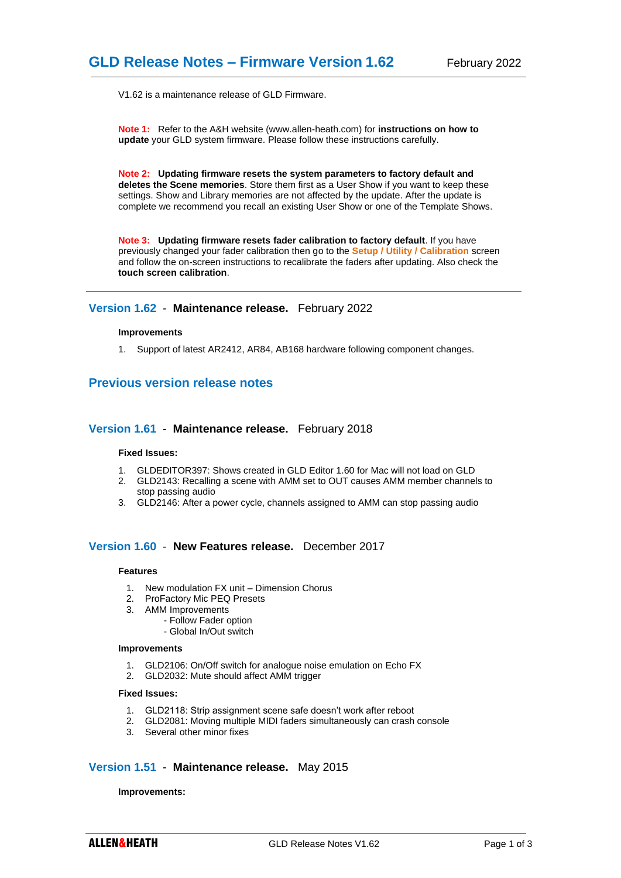# GLD Release Notes – Firmware Version 1.62

February 2022

V1.62 is a maintenance release of GLD Firmware.

**Note 1:** Refer to the A&H website (www.allen-heath.com) for **instructions on how to update** your GLD system firmware. Please follow these instructions carefully.

**Note 2:** **Updating firmware resets the system parameters to factory default and deletes the Scene memories**. Store them first as a User Show if you want to keep these settings. Show and Library memories are not affected by the update. After the update is complete we recommend you recall an existing User Show or one of the Template Shows.

**Note 3:** **Updating firmware resets fader calibration to factory default**. If you have previously changed your fader calibration then go to the **Setup / Utility / Calibration** screen and follow the on-screen instructions to recalibrate the faders after updating. Also check the **touch screen calibration**.

---

## Version 1.62 - **Maintenance release.** February 2022

**Improvements**

1. Support of latest AR2412, AR84, AB168 hardware following component changes.

## Previous version release notes

## Version 1.61 - **Maintenance release.** February 2018

**Fixed Issues:**

1. GLDEDITOR397: Shows created in GLD Editor 1.60 for Mac will not load on GLD
2. GLD2143: Recalling a scene with AMM set to OUT causes AMM member channels to stop passing audio
3. GLD2146: After a power cycle, channels assigned to AMM can stop passing audio

## Version 1.60 - **New Features release.** December 2017

**Features**

1. New modulation FX unit – Dimension Chorus
2. ProFactory Mic PEQ Presets
3. AMM Improvements
   - Follow Fader option
   - Global In/Out switch

**Improvements**

1. GLD2106: On/Off switch for analogue noise emulation on Echo FX
2. GLD2032: Mute should affect AMM trigger

**Fixed Issues:**

1. GLD2118: Strip assignment scene safe doesn't work after reboot
2. GLD2081: Moving multiple MIDI faders simultaneously can crash console
3. Several other minor fixes

## Version 1.51 - **Maintenance release.** May 2015

**Improvements:**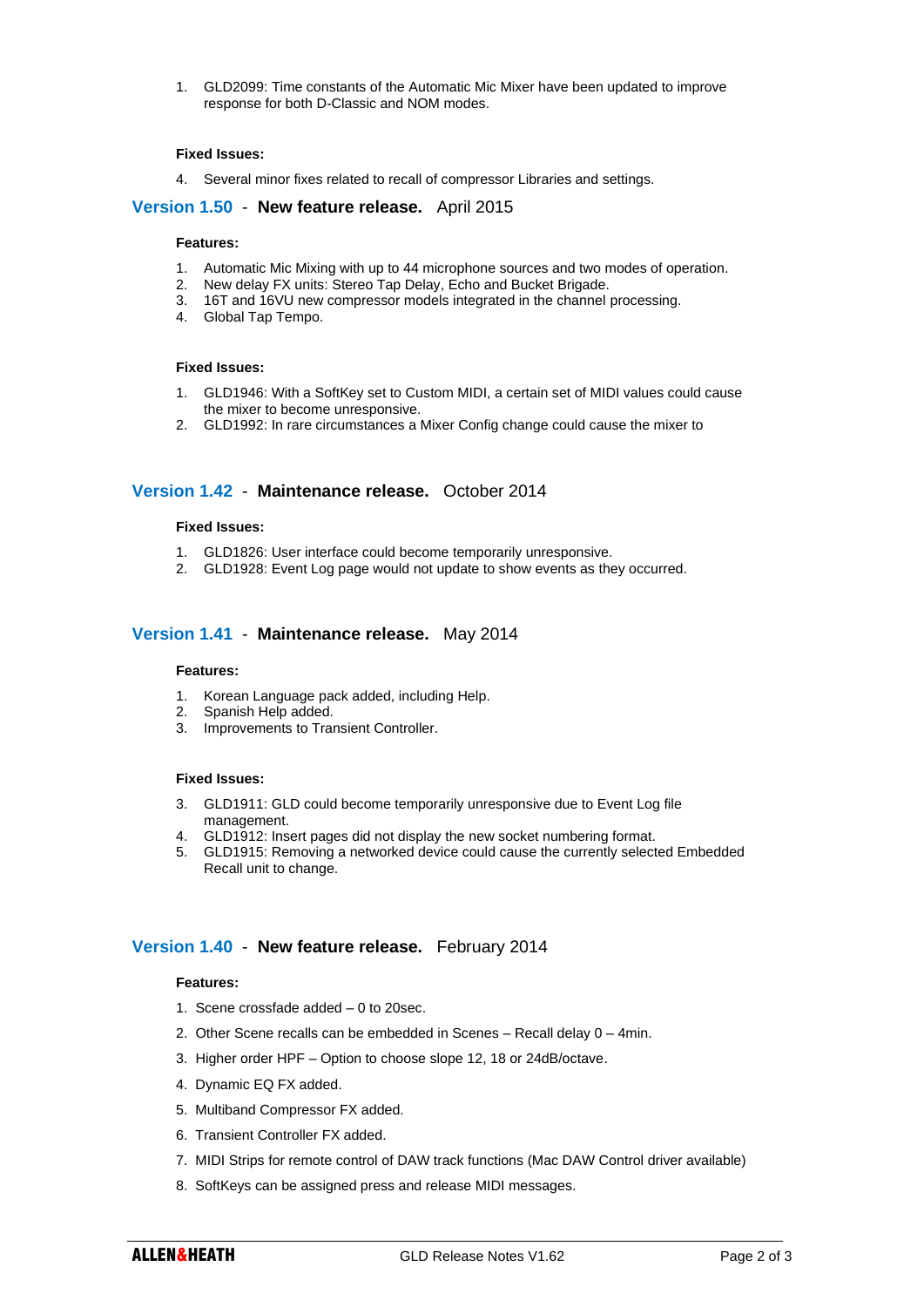1. GLD2099: Time constants of the Automatic Mic Mixer have been updated to improve response for both D-Classic and NOM modes.

**Fixed Issues:**

4. Several minor fixes related to recall of compressor Libraries and settings.

## Version 1.50 - **New feature release.** April 2015

**Features:**

1. Automatic Mic Mixing with up to 44 microphone sources and two modes of operation.
2. New delay FX units: Stereo Tap Delay, Echo and Bucket Brigade.
3. 16T and 16VU new compressor models integrated in the channel processing.
4. Global Tap Tempo.

**Fixed Issues:**

1. GLD1946: With a SoftKey set to Custom MIDI, a certain set of MIDI values could cause the mixer to become unresponsive.
2. GLD1992: In rare circumstances a Mixer Config change could cause the mixer to

## Version 1.42 - **Maintenance release.** October 2014

**Fixed Issues:**

1. GLD1826: User interface could become temporarily unresponsive.
2. GLD1928: Event Log page would not update to show events as they occurred.

## Version 1.41 - **Maintenance release.** May 2014

**Features:**

1. Korean Language pack added, including Help.
2. Spanish Help added.
3. Improvements to Transient Controller.

**Fixed Issues:**

3. GLD1911: GLD could become temporarily unresponsive due to Event Log file management.
4. GLD1912: Insert pages did not display the new socket numbering format.
5. GLD1915: Removing a networked device could cause the currently selected Embedded Recall unit to change.

## Version 1.40 - **New feature release.** February 2014

**Features:**

1. Scene crossfade added – 0 to 20sec.
2. Other Scene recalls can be embedded in Scenes – Recall delay 0 – 4min.
3. Higher order HPF – Option to choose slope 12, 18 or 24dB/octave.
4. Dynamic EQ FX added.
5. Multiband Compressor FX added.
6. Transient Controller FX added.
7. MIDI Strips for remote control of DAW track functions (Mac DAW Control driver available)
8. SoftKeys can be assigned press and release MIDI messages.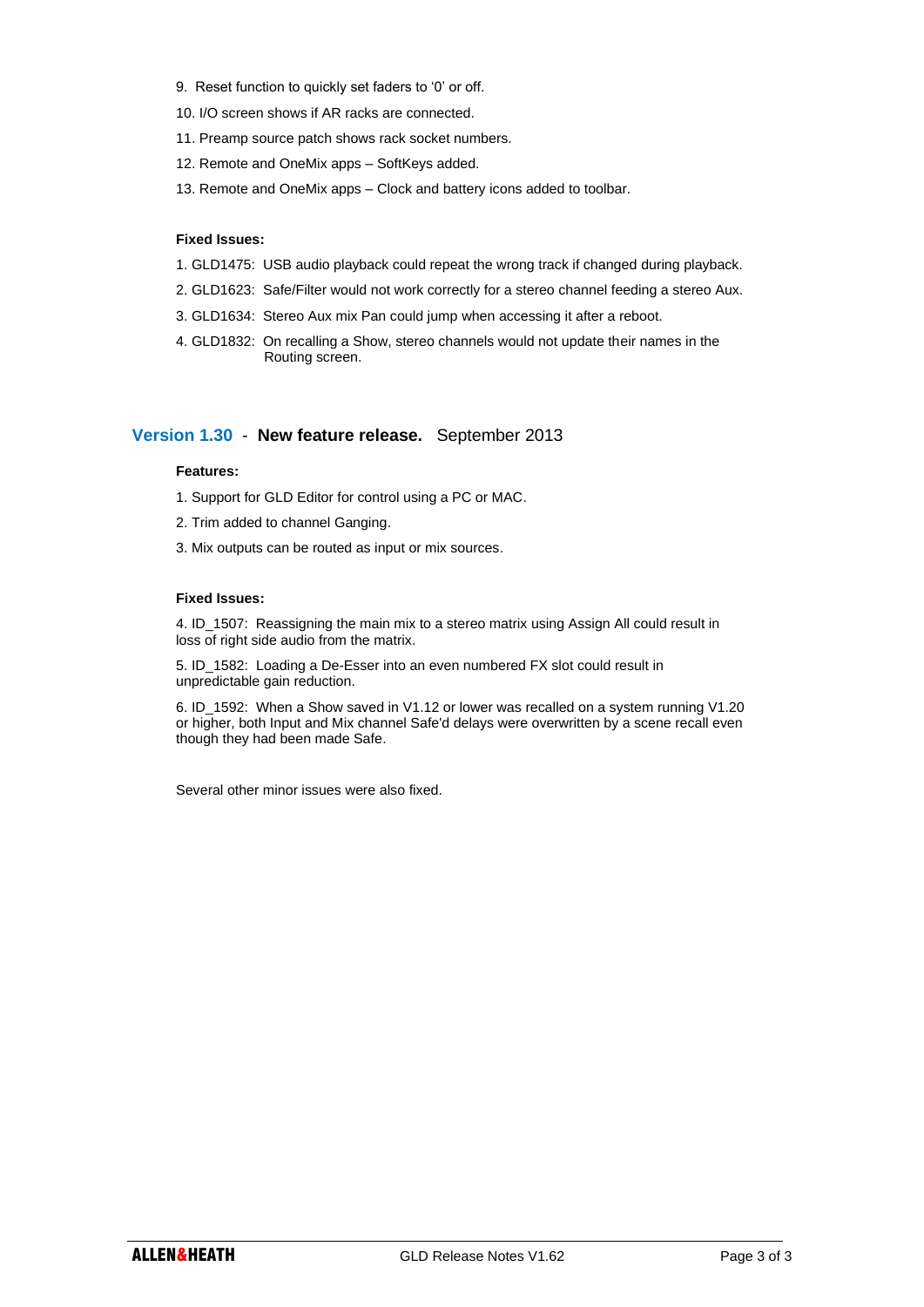9. Reset function to quickly set faders to '0' or off.
10. I/O screen shows if AR racks are connected.
11. Preamp source patch shows rack socket numbers.
12. Remote and OneMix apps – SoftKeys added.
13. Remote and OneMix apps – Clock and battery icons added to toolbar.

**Fixed Issues:**

1. GLD1475: USB audio playback could repeat the wrong track if changed during playback.
2. GLD1623: Safe/Filter would not work correctly for a stereo channel feeding a stereo Aux.
3. GLD1634: Stereo Aux mix Pan could jump when accessing it after a reboot.
4. GLD1832: On recalling a Show, stereo channels would not update their names in the Routing screen.

## Version 1.30 - **New feature release.** September 2013

**Features:**

1. Support for GLD Editor for control using a PC or MAC.
2. Trim added to channel Ganging.
3. Mix outputs can be routed as input or mix sources.

**Fixed Issues:**

4. ID_1507: Reassigning the main mix to a stereo matrix using Assign All could result in loss of right side audio from the matrix.

5. ID_1582: Loading a De-Esser into an even numbered FX slot could result in unpredictable gain reduction.

6. ID_1592: When a Show saved in V1.12 or lower was recalled on a system running V1.20 or higher, both Input and Mix channel Safe'd delays were overwritten by a scene recall even though they had been made Safe.

Several other minor issues were also fixed.